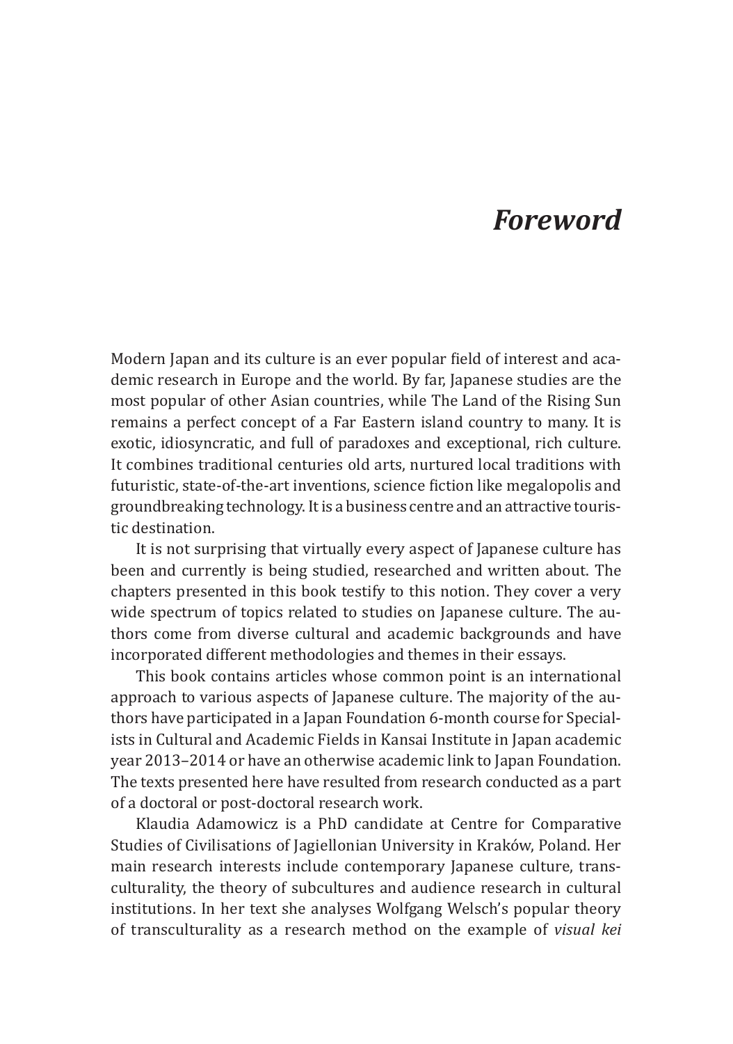# *Foreword*

Modern Japan and its culture is an ever popular field of interest and academic research in Europe and the world. By far, Japanese studies are the most popular of other Asian countries, while The Land of the Rising Sun remains a perfect concept of a Far Eastern island country to many. It is exotic, idiosyncratic, and full of paradoxes and exceptional, rich culture. It combines traditional centuries old arts, nurtured local traditions with futuristic, state-of-the-art inventions, science fiction like megalopolis and groundbreaking technology. It is a business centre and an attractive touristic destination.

It is not surprising that virtually every aspect of Japanese culture has been and currently is being studied, researched and written about. The chapters presented in this book testify to this notion. They cover a very wide spectrum of topics related to studies on Japanese culture. The authors come from diverse cultural and academic backgrounds and have incorporated different methodologies and themes in their essays.

This book contains articles whose common point is an international approach to various aspects of Japanese culture. The majority of the authors have participated in a Japan Foundation 6-month course for Specialists in Cultural and Academic Fields in Kansai Institute in Japan academic year 2013–2014 or have an otherwise academic link to Japan Foundation. The texts presented here have resulted from research conducted as a part of a doctoral or post-doctoral research work.

Klaudia Adamowicz is a PhD candidate at Centre for Comparative Studies of Civilisations of Jagiellonian University in Kraków, Poland. Her main research interests include contemporary Japanese culture, transculturality, the theory of subcultures and audience research in cultural institutions. In her text she analyses Wolfgang Welsch's popular theory of transculturality as a research method on the example of *visual kei*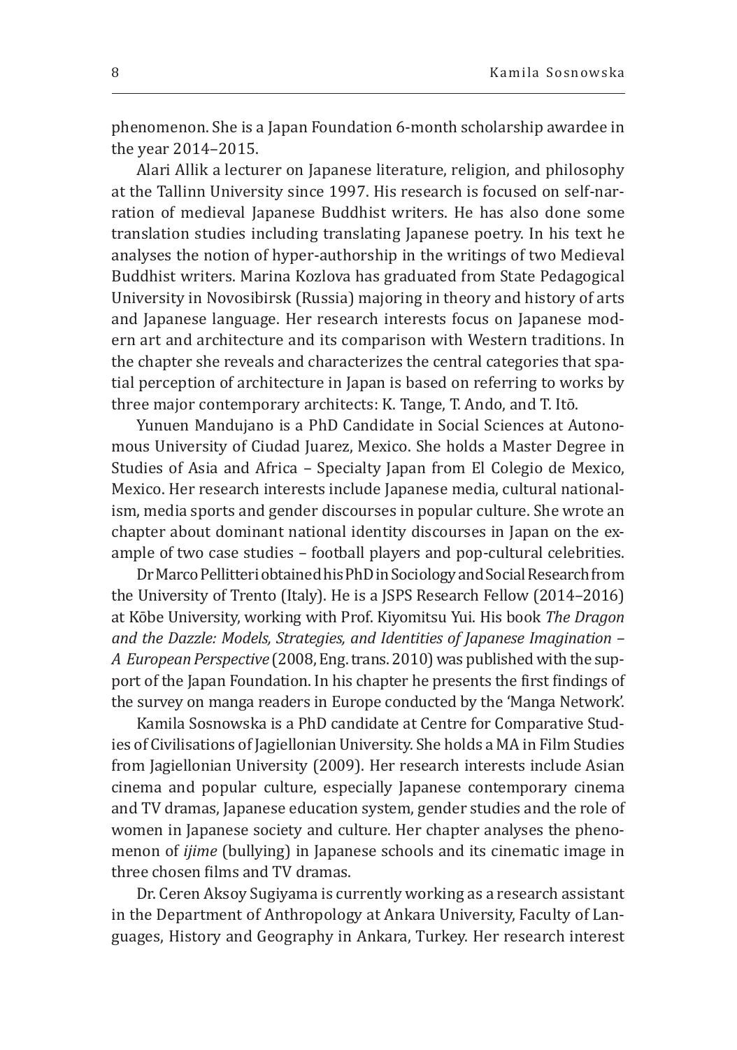phenomenon. She is a Japan Foundation 6-month scholarship awardee in the year 2014–2015.

Alari Allik a lecturer on Japanese literature, religion, and philosophy at the Tallinn University since 1997. His research is focused on self-narration of medieval Japanese Buddhist writers. He has also done some translation studies including translating Japanese poetry. In his text he analyses the notion of hyper-authorship in the writings of two Medieval Buddhist writers. Marina Kozlova has graduated from State Pedagogical University in Novosibirsk (Russia) majoring in theory and history of arts and Japanese language. Her research interests focus on Japanese modern art and architecture and its comparison with Western traditions. In the chapter she reveals and characterizes the central categories that spatial perception of architecture in Japan is based on referring to works by three major contemporary architects: K. Tange, T. Ando, and T. Itō.

Yunuen Mandujano is a PhD Candidate in Social Sciences at Autonomous University of Ciudad Juarez, Mexico. She holds a Master Degree in Studies of Asia and Africa – Specialty Japan from El Colegio de Mexico, Mexico. Her research interests include Japanese media, cultural nationalism, media sports and gender discourses in popular culture. She wrote an chapter about dominant national identity discourses in Japan on the example of two case studies – football players and pop-cultural celebrities.

Dr Marco Pellitteri obtained his PhD in Sociology and Social Research from the University of Trento (Italy). He is a JSPS Research Fellow (2014–2016) at Kōbe University, working with Prof. Kiyomitsu Yui. His book *The Dragon and the Dazzle: Models, Strategies, and Identities of Japanese Imagination – A European Perspective* (2008, Eng. trans. 2010) was published with the support of the Japan Foundation. In his chapter he presents the first findings of the survey on manga readers in Europe conducted by the 'Manga Network'.

Kamila Sosnowska is a PhD candidate at Centre for Comparative Studies of Civilisations of Jagiellonian University. She holds a MA in Film Studies from Jagiellonian University (2009). Her research interests include Asian cinema and popular culture, especially Japanese contemporary cinema and TV dramas, Japanese education system, gender studies and the role of women in Japanese society and culture. Her chapter analyses the phenomenon of *ijime* (bullying) in Japanese schools and its cinematic image in three chosen films and TV dramas.

Dr. Ceren Aksoy Sugiyama is currently working as a research assistant in the Department of Anthropology at Ankara University, Faculty of Languages, History and Geography in Ankara, Turkey. Her research interest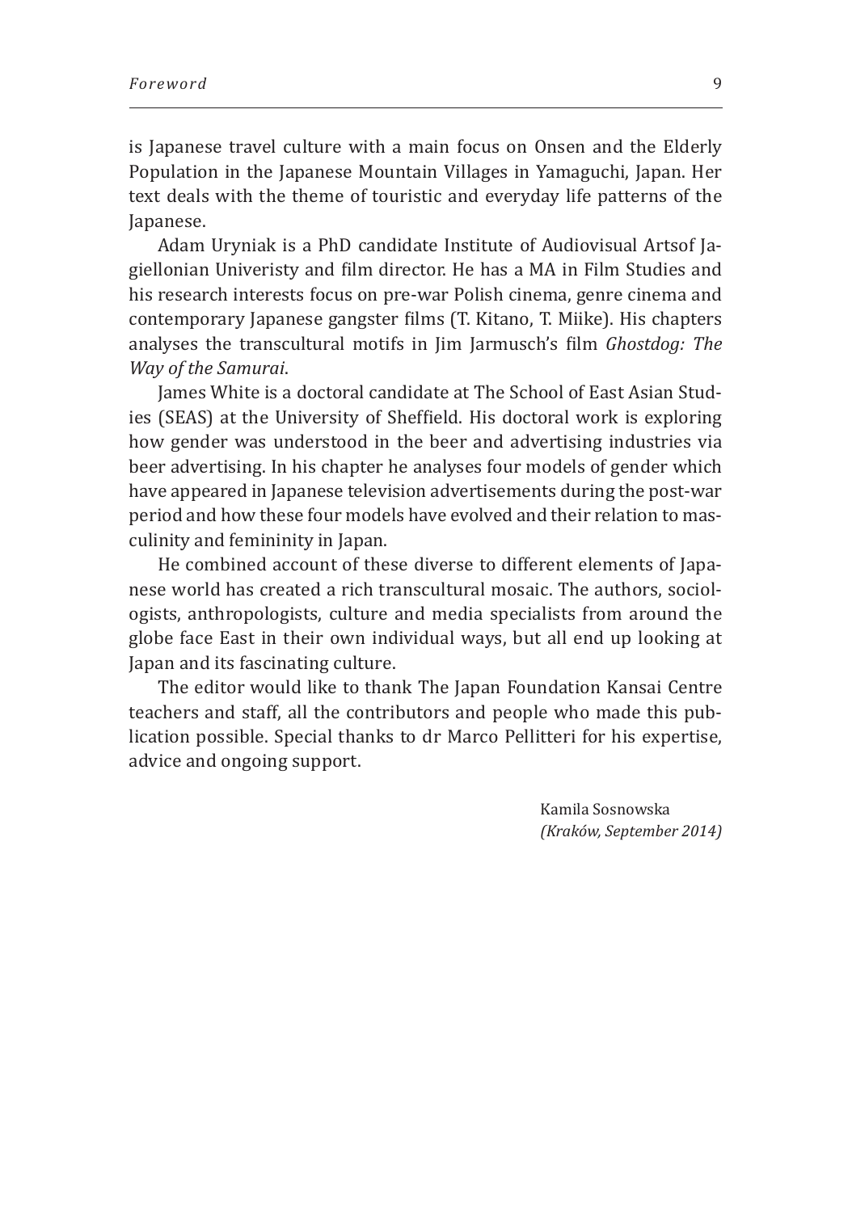is Japanese travel culture with a main focus on Onsen and the Elderly Population in the Japanese Mountain Villages in Yamaguchi, Japan. Her text deals with the theme of touristic and everyday life patterns of the Japanese.

Adam Uryniak is a PhD candidate Institute of Audiovisual Artsof Jagiellonian Univeristy and film director. He has a MA in Film Studies and his research interests focus on pre-war Polish cinema, genre cinema and contemporary Japanese gangster films (T. Kitano, T. Miike). His chapters analyses the transcultural motifs in Jim Jarmusch's film *Ghostdog: The Way of the Samurai*.

James White is a doctoral candidate at The School of East Asian Studies (SEAS) at the University of Sheffield. His doctoral work is exploring how gender was understood in the beer and advertising industries via beer advertising. In his chapter he analyses four models of gender which have appeared in Japanese television advertisements during the post-war period and how these four models have evolved and their relation to masculinity and femininity in Japan.

He combined account of these diverse to different elements of Japanese world has created a rich transcultural mosaic. The authors, sociologists, anthropologists, culture and media specialists from around the globe face East in their own individual ways, but all end up looking at Japan and its fascinating culture.

The editor would like to thank The Japan Foundation Kansai Centre teachers and staff, all the contributors and people who made this publication possible. Special thanks to dr Marco Pellitteri for his expertise, advice and ongoing support.

Kamila Sosnowska
*(Kraków, September 2014)*